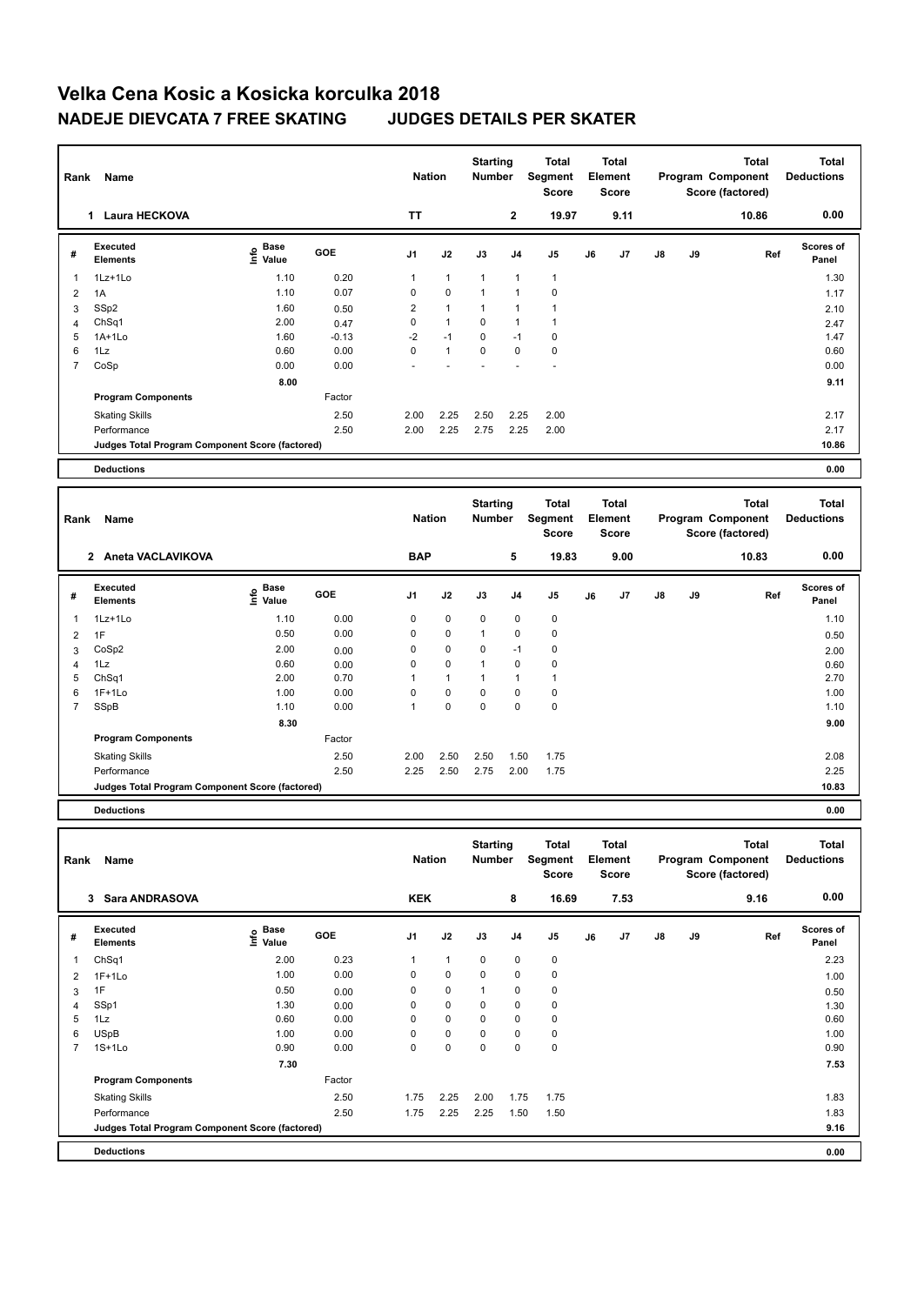# Velka Cena Kosic a Kosicka korculka 2018

## NADEJE DIEVCATA 7 FREE SKATING JUDGES DETAILS PER SKATER

| Rank | Name | Nation | Starting Number | Total Segment Score | Total Element Score | Total Program Component Score (factored) | Total Deductions |
|---|---|---|---|---|---|---|---|
| 1 | Laura HECKOVA | TT | 2 | 19.97 | 9.11 | 10.86 | 0.00 |

| # | Executed Elements | Info | Base Value | GOE | J1 | J2 | J3 | J4 | J5 | J6 | J7 | J8 | J9 | Ref | Scores of Panel |
|---|---|---|---|---|---|---|---|---|---|---|---|---|---|---|---|
| 1 | 1Lz+1Lo | | 1.10 | 0.20 | 1 | 1 | 1 | 1 | 1 | | | | | | 1.30 |
| 2 | 1A | | 1.10 | 0.07 | 0 | 0 | 1 | 1 | 0 | | | | | | 1.17 |
| 3 | SSp2 | | 1.60 | 0.50 | 2 | 1 | 1 | 1 | 1 | | | | | | 2.10 |
| 4 | ChSq1 | | 2.00 | 0.47 | 0 | 1 | 0 | 1 | 1 | | | | | | 2.47 |
| 5 | 1A+1Lo | | 1.60 | -0.13 | -2 | -1 | 0 | -1 | 0 | | | | | | 1.47 |
| 6 | 1Lz | | 0.60 | 0.00 | 0 | 1 | 0 | 0 | 0 | | | | | | 0.60 |
| 7 | CoSp | | 0.00 | 0.00 | - | - | - | - | - | | | | | | 0.00 |
| | | | 8.00 | | | | | | | | | | | | 9.11 |
| | **Program Components** | | | Factor | | | | | | | | | | | |
| | Skating Skills | | | 2.50 | 2.00 | 2.25 | 2.50 | 2.25 | 2.00 | | | | | | 2.17 |
| | Performance | | | 2.50 | 2.00 | 2.25 | 2.75 | 2.25 | 2.00 | | | | | | 2.17 |
| | Judges Total Program Component Score (factored) | | | | | | | | | | | | | | 10.86 |
| | **Deductions** | | | | | | | | | | | | | | 0.00 |

| Rank | Name | Nation | Starting Number | Total Segment Score | Total Element Score | Total Program Component Score (factored) | Total Deductions |
|---|---|---|---|---|---|---|---|
| 2 | Aneta VACLAVIKOVA | BAP | 5 | 19.83 | 9.00 | 10.83 | 0.00 |

| # | Executed Elements | Info | Base Value | GOE | J1 | J2 | J3 | J4 | J5 | J6 | J7 | J8 | J9 | Ref | Scores of Panel |
|---|---|---|---|---|---|---|---|---|---|---|---|---|---|---|---|
| 1 | 1Lz+1Lo | | 1.10 | 0.00 | 0 | 0 | 0 | 0 | 0 | | | | | | 1.10 |
| 2 | 1F | | 0.50 | 0.00 | 0 | 0 | 1 | 0 | 0 | | | | | | 0.50 |
| 3 | CoSp2 | | 2.00 | 0.00 | 0 | 0 | 0 | -1 | 0 | | | | | | 2.00 |
| 4 | 1Lz | | 0.60 | 0.00 | 0 | 0 | 1 | 0 | 0 | | | | | | 0.60 |
| 5 | ChSq1 | | 2.00 | 0.70 | 1 | 1 | 1 | 1 | 1 | | | | | | 2.70 |
| 6 | 1F+1Lo | | 1.00 | 0.00 | 0 | 0 | 0 | 0 | 0 | | | | | | 1.00 |
| 7 | SSpB | | 1.10 | 0.00 | 1 | 0 | 0 | 0 | 0 | | | | | | 1.10 |
| | | | 8.30 | | | | | | | | | | | | 9.00 |
| | **Program Components** | | | Factor | | | | | | | | | | | |
| | Skating Skills | | | 2.50 | 2.00 | 2.50 | 2.50 | 1.50 | 1.75 | | | | | | 2.08 |
| | Performance | | | 2.50 | 2.25 | 2.50 | 2.75 | 2.00 | 1.75 | | | | | | 2.25 |
| | Judges Total Program Component Score (factored) | | | | | | | | | | | | | | 10.83 |
| | **Deductions** | | | | | | | | | | | | | | 0.00 |

| Rank | Name | Nation | Starting Number | Total Segment Score | Total Element Score | Total Program Component Score (factored) | Total Deductions |
|---|---|---|---|---|---|---|---|
| 3 | Sara ANDRASOVA | KEK | 8 | 16.69 | 7.53 | 9.16 | 0.00 |

| # | Executed Elements | Info | Base Value | GOE | J1 | J2 | J3 | J4 | J5 | J6 | J7 | J8 | J9 | Ref | Scores of Panel |
|---|---|---|---|---|---|---|---|---|---|---|---|---|---|---|---|
| 1 | ChSq1 | | 2.00 | 0.23 | 1 | 1 | 0 | 0 | 0 | | | | | | 2.23 |
| 2 | 1F+1Lo | | 1.00 | 0.00 | 0 | 0 | 0 | 0 | 0 | | | | | | 1.00 |
| 3 | 1F | | 0.50 | 0.00 | 0 | 0 | 1 | 0 | 0 | | | | | | 0.50 |
| 4 | SSp1 | | 1.30 | 0.00 | 0 | 0 | 0 | 0 | 0 | | | | | | 1.30 |
| 5 | 1Lz | | 0.60 | 0.00 | 0 | 0 | 0 | 0 | 0 | | | | | | 0.60 |
| 6 | USpB | | 1.00 | 0.00 | 0 | 0 | 0 | 0 | 0 | | | | | | 1.00 |
| 7 | 1S+1Lo | | 0.90 | 0.00 | 0 | 0 | 0 | 0 | 0 | | | | | | 0.90 |
| | | | 7.30 | | | | | | | | | | | | 7.53 |
| | **Program Components** | | | Factor | | | | | | | | | | | |
| | Skating Skills | | | 2.50 | 1.75 | 2.25 | 2.00 | 1.75 | 1.75 | | | | | | 1.83 |
| | Performance | | | 2.50 | 1.75 | 2.25 | 2.25 | 1.50 | 1.50 | | | | | | 1.83 |
| | Judges Total Program Component Score (factored) | | | | | | | | | | | | | | 9.16 |
| | **Deductions** | | | | | | | | | | | | | | 0.00 |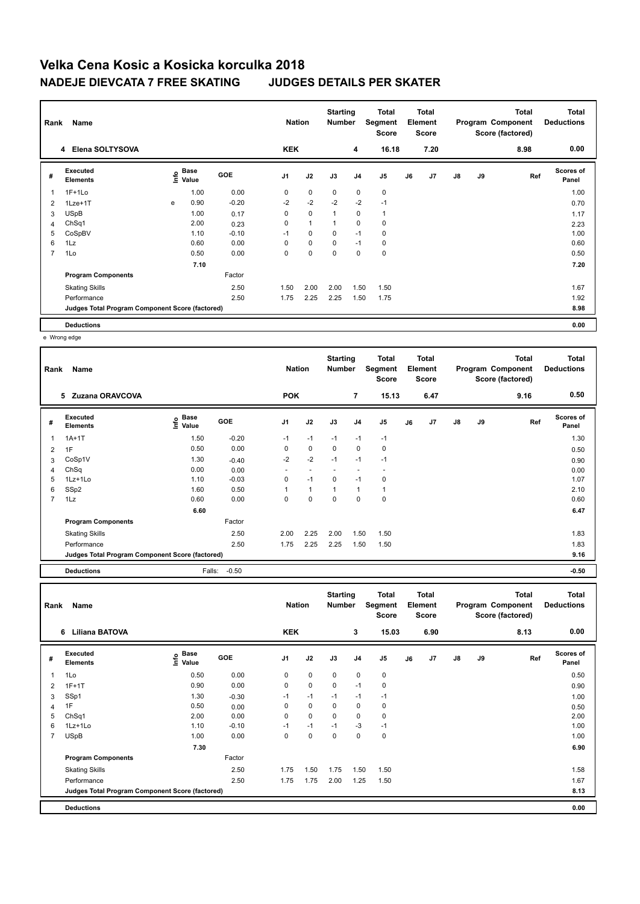# Velka Cena Kosic a Kosicka korculka 2018

## NADEJE DIEVCATA 7 FREE SKATING JUDGES DETAILS PER SKATER

| Rank | Name | Nation | Starting Number | Total Segment Score | Total Element Score | Total Program Component Score (factored) | Total Deductions |
|---|---|---|---|---|---|---|---|
| 4 | Elena SOLTYSOVA | KEK | 4 | 16.18 | 7.20 | 8.98 | 0.00 |

| # | Executed Elements | Info | Base Value | GOE | J1 | J2 | J3 | J4 | J5 | J6 | J7 | J8 | J9 | Ref | Scores of Panel |
|---|---|---|---|---|---|---|---|---|---|---|---|---|---|---|---|
| 1 | 1F+1Lo | | 1.00 | 0.00 | 0 | 0 | 0 | 0 | 0 | | | | | | 1.00 |
| 2 | 1Lze+1T | e | 0.90 | -0.20 | -2 | -2 | -2 | -2 | -1 | | | | | | 0.70 |
| 3 | USpB | | 1.00 | 0.17 | 0 | 0 | 1 | 0 | 1 | | | | | | 1.17 |
| 4 | ChSq1 | | 2.00 | 0.23 | 0 | 1 | 1 | 0 | 0 | | | | | | 2.23 |
| 5 | CoSpBV | | 1.10 | -0.10 | -1 | 0 | 0 | -1 | 0 | | | | | | 1.00 |
| 6 | 1Lz | | 0.60 | 0.00 | 0 | 0 | 0 | -1 | 0 | | | | | | 0.60 |
| 7 | 1Lo | | 0.50 | 0.00 | 0 | 0 | 0 | 0 | 0 | | | | | | 0.50 |
| | | | 7.10 | | | | | | | | | | | | 7.20 |
| | **Program Components** | | | Factor | | | | | | | | | | | |
| | Skating Skills | | | 2.50 | 1.50 | 2.00 | 2.00 | 1.50 | 1.50 | | | | | | 1.67 |
| | Performance | | | 2.50 | 1.75 | 2.25 | 2.25 | 1.50 | 1.75 | | | | | | 1.92 |
| | **Judges Total Program Component Score (factored)** | | | | | | | | | | | | | | 8.98 |
| | **Deductions** | | | | | | | | | | | | | | 0.00 |

e Wrong edge

| Rank | Name | Nation | Starting Number | Total Segment Score | Total Element Score | Total Program Component Score (factored) | Total Deductions |
|---|---|---|---|---|---|---|---|
| 5 | Zuzana ORAVCOVA | POK | 7 | 15.13 | 6.47 | 9.16 | 0.50 |

| # | Executed Elements | Info | Base Value | GOE | J1 | J2 | J3 | J4 | J5 | J6 | J7 | J8 | J9 | Ref | Scores of Panel |
|---|---|---|---|---|---|---|---|---|---|---|---|---|---|---|---|
| 1 | 1A+1T | | 1.50 | -0.20 | -1 | -1 | -1 | -1 | -1 | | | | | | 1.30 |
| 2 | 1F | | 0.50 | 0.00 | 0 | 0 | 0 | 0 | 0 | | | | | | 0.50 |
| 3 | CoSp1V | | 1.30 | -0.40 | -2 | -2 | -1 | -1 | -1 | | | | | | 0.90 |
| 4 | ChSq | | 0.00 | 0.00 | - | - | - | - | - | | | | | | 0.00 |
| 5 | 1Lz+1Lo | | 1.10 | -0.03 | 0 | -1 | 0 | -1 | 0 | | | | | | 1.07 |
| 6 | SSp2 | | 1.60 | 0.50 | 1 | 1 | 1 | 1 | 1 | | | | | | 2.10 |
| 7 | 1Lz | | 0.60 | 0.00 | 0 | 0 | 0 | 0 | 0 | | | | | | 0.60 |
| | | | 6.60 | | | | | | | | | | | | 6.47 |
| | **Program Components** | | | Factor | | | | | | | | | | | |
| | Skating Skills | | | 2.50 | 2.00 | 2.25 | 2.00 | 1.50 | 1.50 | | | | | | 1.83 |
| | Performance | | | 2.50 | 1.75 | 2.25 | 2.25 | 1.50 | 1.50 | | | | | | 1.83 |
| | **Judges Total Program Component Score (factored)** | | | | | | | | | | | | | | 9.16 |
| | **Deductions** | | Falls: | -0.50 | | | | | | | | | | | -0.50 |

| Rank | Name | Nation | Starting Number | Total Segment Score | Total Element Score | Total Program Component Score (factored) | Total Deductions |
|---|---|---|---|---|---|---|---|
| 6 | Liliana BATOVA | KEK | 3 | 15.03 | 6.90 | 8.13 | 0.00 |

| # | Executed Elements | Info | Base Value | GOE | J1 | J2 | J3 | J4 | J5 | J6 | J7 | J8 | J9 | Ref | Scores of Panel |
|---|---|---|---|---|---|---|---|---|---|---|---|---|---|---|---|
| 1 | 1Lo | | 0.50 | 0.00 | 0 | 0 | 0 | 0 | 0 | | | | | | 0.50 |
| 2 | 1F+1T | | 0.90 | 0.00 | 0 | 0 | 0 | -1 | 0 | | | | | | 0.90 |
| 3 | SSp1 | | 1.30 | -0.30 | -1 | -1 | -1 | -1 | -1 | | | | | | 1.00 |
| 4 | 1F | | 0.50 | 0.00 | 0 | 0 | 0 | 0 | 0 | | | | | | 0.50 |
| 5 | ChSq1 | | 2.00 | 0.00 | 0 | 0 | 0 | 0 | 0 | | | | | | 2.00 |
| 6 | 1Lz+1Lo | | 1.10 | -0.10 | -1 | -1 | -1 | -3 | -1 | | | | | | 1.00 |
| 7 | USpB | | 1.00 | 0.00 | 0 | 0 | 0 | 0 | 0 | | | | | | 1.00 |
| | | | 7.30 | | | | | | | | | | | | 6.90 |
| | **Program Components** | | | Factor | | | | | | | | | | | |
| | Skating Skills | | | 2.50 | 1.75 | 1.50 | 1.75 | 1.50 | 1.50 | | | | | | 1.58 |
| | Performance | | | 2.50 | 1.75 | 1.75 | 2.00 | 1.25 | 1.50 | | | | | | 1.67 |
| | **Judges Total Program Component Score (factored)** | | | | | | | | | | | | | | 8.13 |
| | **Deductions** | | | | | | | | | | | | | | 0.00 |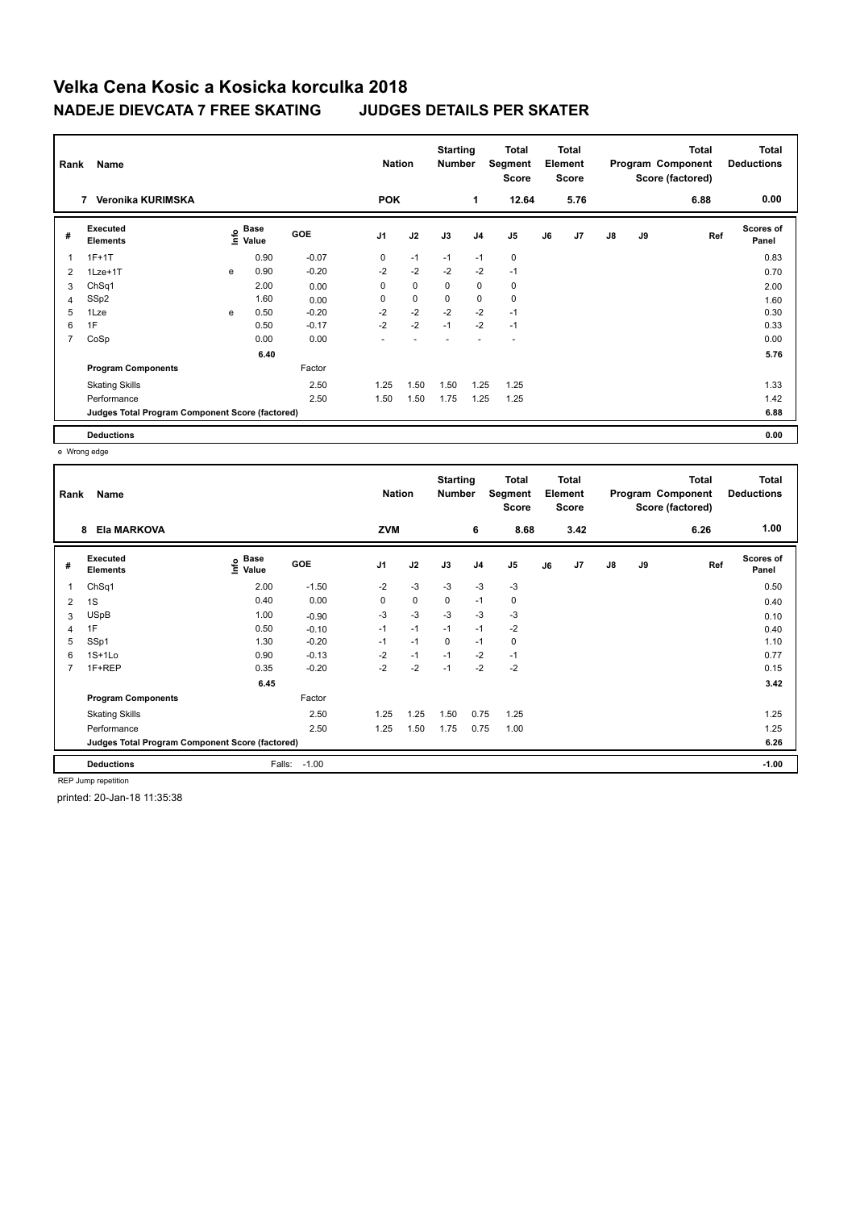# Velka Cena Kosic a Kosicka korculka 2018

## NADEJE DIEVCATA 7 FREE SKATING JUDGES DETAILS PER SKATER

| Rank | Name | Nation | Starting Number | Total Segment Score | Total Element Score | Total Program Component Score (factored) | Total Deductions |
|---|---|---|---|---|---|---|---|
| 7 | Veronika KURIMSKA | POK | 1 | 12.64 | 5.76 | 6.88 | 0.00 |

| # | Executed Elements | Info | Base Value | GOE | J1 | J2 | J3 | J4 | J5 | J6 | J7 | J8 | J9 | Ref | Scores of Panel |
|---|---|---|---|---|---|---|---|---|---|---|---|---|---|---|---|
| 1 | 1F+1T | | 0.90 | -0.07 | 0 | -1 | -1 | -1 | 0 | | | | | | 0.83 |
| 2 | 1Lze+1T | e | 0.90 | -0.20 | -2 | -2 | -2 | -2 | -1 | | | | | | 0.70 |
| 3 | ChSq1 | | 2.00 | 0.00 | 0 | 0 | 0 | 0 | 0 | | | | | | 2.00 |
| 4 | SSp2 | | 1.60 | 0.00 | 0 | 0 | 0 | 0 | 0 | | | | | | 1.60 |
| 5 | 1Lze | e | 0.50 | -0.20 | -2 | -2 | -2 | -2 | -1 | | | | | | 0.30 |
| 6 | 1F | | 0.50 | -0.17 | -2 | -2 | -1 | -2 | -1 | | | | | | 0.33 |
| 7 | CoSp | | 0.00 | 0.00 | - | - | - | - | - | | | | | | 0.00 |
| | | | 6.40 | | | | | | | | | | | | 5.76 |
| | **Program Components** | | | Factor | | | | | | | | | | | |
| | Skating Skills | | | 2.50 | 1.25 | 1.50 | 1.50 | 1.25 | 1.25 | | | | | | 1.33 |
| | Performance | | | 2.50 | 1.50 | 1.50 | 1.75 | 1.25 | 1.25 | | | | | | 1.42 |
| | Judges Total Program Component Score (factored) | | | | | | | | | | | | | | 6.88 |
| | **Deductions** | | | | | | | | | | | | | | 0.00 |

e Wrong edge

| Rank | Name | Nation | Starting Number | Total Segment Score | Total Element Score | Total Program Component Score (factored) | Total Deductions |
|---|---|---|---|---|---|---|---|
| 8 | Ela MARKOVA | ZVM | 6 | 8.68 | 3.42 | 6.26 | 1.00 |

| # | Executed Elements | Info | Base Value | GOE | J1 | J2 | J3 | J4 | J5 | J6 | J7 | J8 | J9 | Ref | Scores of Panel |
|---|---|---|---|---|---|---|---|---|---|---|---|---|---|---|---|
| 1 | ChSq1 | | 2.00 | -1.50 | -2 | -3 | -3 | -3 | -3 | | | | | | 0.50 |
| 2 | 1S | | 0.40 | 0.00 | 0 | 0 | 0 | -1 | 0 | | | | | | 0.40 |
| 3 | USpB | | 1.00 | -0.90 | -3 | -3 | -3 | -3 | -3 | | | | | | 0.10 |
| 4 | 1F | | 0.50 | -0.10 | -1 | -1 | -1 | -1 | -2 | | | | | | 0.40 |
| 5 | SSp1 | | 1.30 | -0.20 | -1 | -1 | 0 | -1 | 0 | | | | | | 1.10 |
| 6 | 1S+1Lo | | 0.90 | -0.13 | -2 | -1 | -1 | -2 | -1 | | | | | | 0.77 |
| 7 | 1F+REP | | 0.35 | -0.20 | -2 | -2 | -1 | -2 | -2 | | | | | | 0.15 |
| | | | 6.45 | | | | | | | | | | | | 3.42 |
| | **Program Components** | | | Factor | | | | | | | | | | | |
| | Skating Skills | | | 2.50 | 1.25 | 1.25 | 1.50 | 0.75 | 1.25 | | | | | | 1.25 |
| | Performance | | | 2.50 | 1.25 | 1.50 | 1.75 | 0.75 | 1.00 | | | | | | 1.25 |
| | Judges Total Program Component Score (factored) | | | | | | | | | | | | | | 6.26 |
| | **Deductions** | | Falls: | -1.00 | | | | | | | | | | | -1.00 |

REP Jump repetition

printed: 20-Jan-18 11:35:38